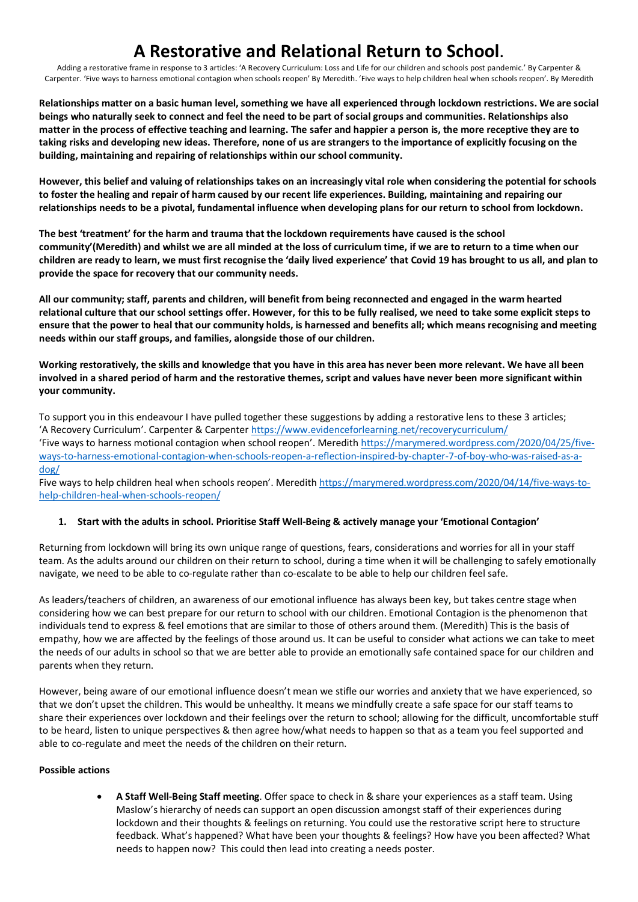# A Restorative and Relational Return to School.

Adding a restorative frame in response to 3 articles: 'A Recovery Curriculum: Loss and Life for our children and schools post pandemic.' By Carpenter & Carpenter. 'Five ways to harness emotional contagion when schools reopen' By Meredith. 'Five ways to help children heal when schools reopen'. By Meredith

**Relationships matter on a basic human level, something we have all experienced through lockdown restrictions. We are social beings who naturally seek to connect and feel the need to be part of social groups and communities. Relationships also matter in the process of effective teaching and learning. The safer and happier a person is, the more receptive they are to taking risks and developing new ideas. Therefore, none of us are strangers to the importance of explicitly focusing on the building, maintaining and repairing of relationships within our school community.**

**However, this belief and valuing of relationships takes on an increasingly vital role when considering the potential for schools to foster the healing and repair of harm caused by our recent life experiences. Building, maintaining and repairing our relationships needs to be a pivotal, fundamental influence when developing plans for our return to school from lockdown.**

**The best 'treatment' for the harm and trauma that the lockdown requirements have caused is the school community'(Meredith) and whilst we are all minded at the loss of curriculum time, if we are to return to a time when our children are ready to learn, we must first recognise the 'daily lived experience' that Covid 19 has brought to us all, and plan to provide the space for recovery that our community needs.**

**All our community; staff, parents and children, will benefit from being reconnected and engaged in the warm hearted relational culture that our school settings offer. However, for this to be fully realised, we need to take some explicit steps to ensure that the power to heal that our community holds, is harnessed and benefits all; which means recognising and meeting needs within our staff groups, and families, alongside those of our children.**

**Working restoratively, the skills and knowledge that you have in this area has never been more relevant. We have all been involved in a shared period of harm and the restorative themes, script and values have never been more significant within your community.**

To support you in this endeavour I have pulled together these suggestions by adding a restorative lens to these 3 articles;
'A Recovery Curriculum'. Carpenter & Carpenter https://www.evidenceforlearning.net/recoverycurriculum/
'Five ways to harness motional contagion when school reopen'. Meredith https://marymered.wordpress.com/2020/04/25/five-ways-to-harness-emotional-contagion-when-schools-reopen-a-reflection-inspired-by-chapter-7-of-boy-who-was-raised-as-a-dog/
Five ways to help children heal when schools reopen'. Meredith https://marymered.wordpress.com/2020/04/14/five-ways-to-help-children-heal-when-schools-reopen/

1. **Start with the adults in school. Prioritise Staff Well-Being & actively manage your 'Emotional Contagion'**

Returning from lockdown will bring its own unique range of questions, fears, considerations and worries for all in your staff team. As the adults around our children on their return to school, during a time when it will be challenging to safely emotionally navigate, we need to be able to co-regulate rather than co-escalate to be able to help our children feel safe.

As leaders/teachers of children, an awareness of our emotional influence has always been key, but takes centre stage when considering how we can best prepare for our return to school with our children. Emotional Contagion is the phenomenon that individuals tend to express & feel emotions that are similar to those of others around them. (Meredith) This is the basis of empathy, how we are affected by the feelings of those around us. It can be useful to consider what actions we can take to meet the needs of our adults in school so that we are better able to provide an emotionally safe contained space for our children and parents when they return.

However, being aware of our emotional influence doesn't mean we stifle our worries and anxiety that we have experienced, so that we don't upset the children. This would be unhealthy. It means we mindfully create a safe space for our staff teams to share their experiences over lockdown and their feelings over the return to school; allowing for the difficult, uncomfortable stuff to be heard, listen to unique perspectives & then agree how/what needs to happen so that as a team you feel supported and able to co-regulate and meet the needs of the children on their return.

**Possible actions**

- **A Staff Well-Being Staff meeting**. Offer space to check in & share your experiences as a staff team. Using Maslow's hierarchy of needs can support an open discussion amongst staff of their experiences during lockdown and their thoughts & feelings on returning. You could use the restorative script here to structure feedback. What's happened? What have been your thoughts & feelings? How have you been affected? What needs to happen now? This could then lead into creating a needs poster.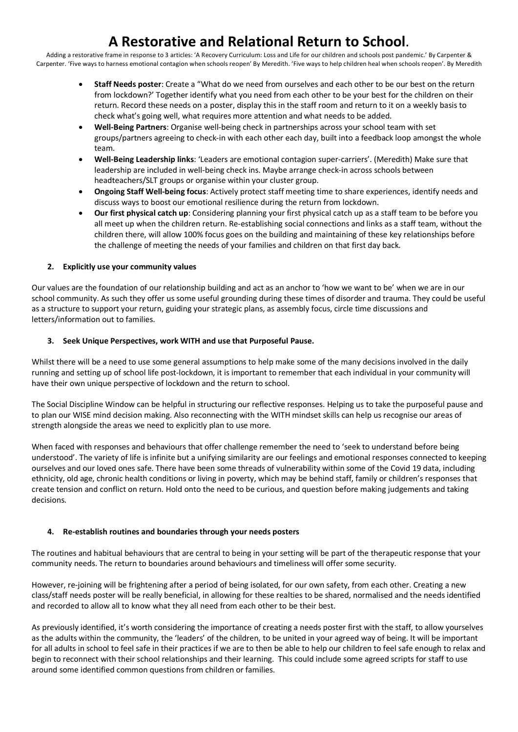# A Restorative and Relational Return to School.

Adding a restorative frame in response to 3 articles: 'A Recovery Curriculum: Loss and Life for our children and schools post pandemic.' By Carpenter & Carpenter. 'Five ways to harness emotional contagion when schools reopen' By Meredith. 'Five ways to help children heal when schools reopen'. By Meredith

- **Staff Needs poster**: Create a "What do we need from ourselves and each other to be our best on the return from lockdown?' Together identify what you need from each other to be your best for the children on their return. Record these needs on a poster, display this in the staff room and return to it on a weekly basis to check what's going well, what requires more attention and what needs to be added.
- **Well-Being Partners**: Organise well-being check in partnerships across your school team with set groups/partners agreeing to check-in with each other each day, built into a feedback loop amongst the whole team.
- **Well-Being Leadership links**: 'Leaders are emotional contagion super-carriers'. (Meredith) Make sure that leadership are included in well-being check ins. Maybe arrange check-in across schools between headteachers/SLT groups or organise within your cluster group.
- **Ongoing Staff Well-being focus**: Actively protect staff meeting time to share experiences, identify needs and discuss ways to boost our emotional resilience during the return from lockdown.
- **Our first physical catch up**: Considering planning your first physical catch up as a staff team to be before you all meet up when the children return. Re-establishing social connections and links as a staff team, without the children there, will allow 100% focus goes on the building and maintaining of these key relationships before the challenge of meeting the needs of your families and children on that first day back.

### 2. Explicitly use your community values

Our values are the foundation of our relationship building and act as an anchor to 'how we want to be' when we are in our school community. As such they offer us some useful grounding during these times of disorder and trauma. They could be useful as a structure to support your return, guiding your strategic plans, as assembly focus, circle time discussions and letters/information out to families.

### 3. Seek Unique Perspectives, work WITH and use that Purposeful Pause.

Whilst there will be a need to use some general assumptions to help make some of the many decisions involved in the daily running and setting up of school life post-lockdown, it is important to remember that each individual in your community will have their own unique perspective of lockdown and the return to school.

The Social Discipline Window can be helpful in structuring our reflective responses. Helping us to take the purposeful pause and to plan our WISE mind decision making. Also reconnecting with the WITH mindset skills can help us recognise our areas of strength alongside the areas we need to explicitly plan to use more.

When faced with responses and behaviours that offer challenge remember the need to 'seek to understand before being understood'. The variety of life is infinite but a unifying similarity are our feelings and emotional responses connected to keeping ourselves and our loved ones safe. There have been some threads of vulnerability within some of the Covid 19 data, including ethnicity, old age, chronic health conditions or living in poverty, which may be behind staff, family or children's responses that create tension and conflict on return. Hold onto the need to be curious, and question before making judgements and taking decisions.

### 4. Re-establish routines and boundaries through your needs posters

The routines and habitual behaviours that are central to being in your setting will be part of the therapeutic response that your community needs. The return to boundaries around behaviours and timeliness will offer some security.

However, re-joining will be frightening after a period of being isolated, for our own safety, from each other. Creating a new class/staff needs poster will be really beneficial, in allowing for these realties to be shared, normalised and the needs identified and recorded to allow all to know what they all need from each other to be their best.

As previously identified, it's worth considering the importance of creating a needs poster first with the staff, to allow yourselves as the adults within the community, the 'leaders' of the children, to be united in your agreed way of being. It will be important for all adults in school to feel safe in their practices if we are to then be able to help our children to feel safe enough to relax and begin to reconnect with their school relationships and their learning. This could include some agreed scripts for staff to use around some identified common questions from children or families.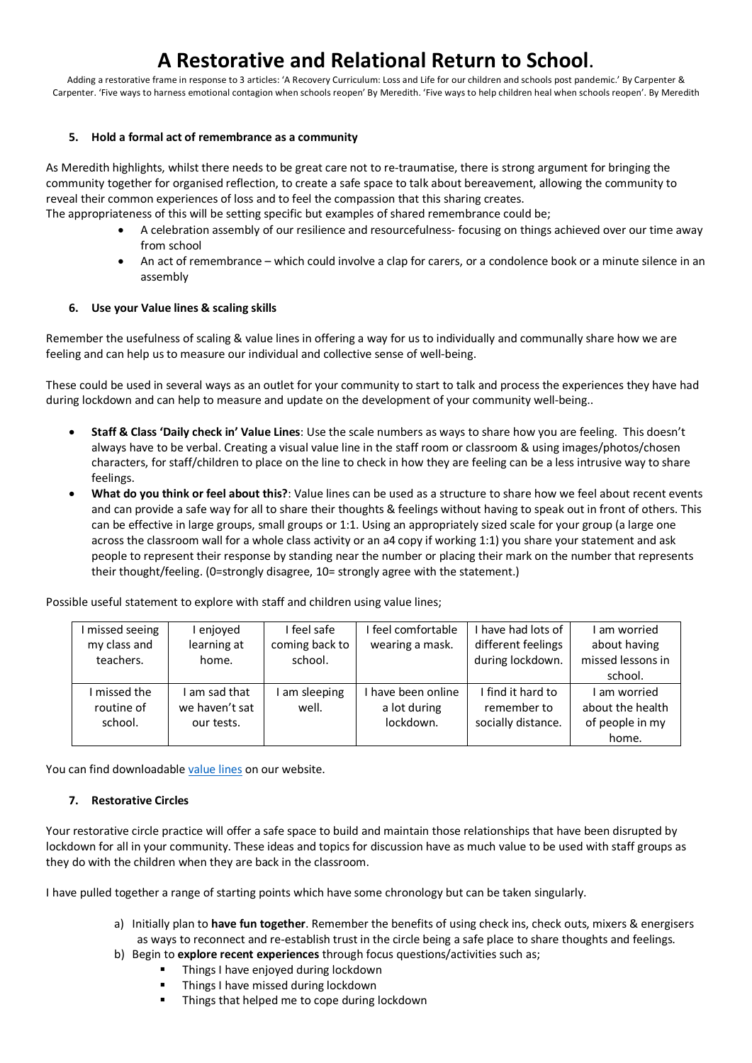# A Restorative and Relational Return to School.

Adding a restorative frame in response to 3 articles: 'A Recovery Curriculum: Loss and Life for our children and schools post pandemic.' By Carpenter & Carpenter. 'Five ways to harness emotional contagion when schools reopen' By Meredith. 'Five ways to help children heal when schools reopen'. By Meredith

### 5. Hold a formal act of remembrance as a community

As Meredith highlights, whilst there needs to be great care not to re-traumatise, there is strong argument for bringing the community together for organised reflection, to create a safe space to talk about bereavement, allowing the community to reveal their common experiences of loss and to feel the compassion that this sharing creates.
The appropriateness of this will be setting specific but examples of shared remembrance could be;

- A celebration assembly of our resilience and resourcefulness- focusing on things achieved over our time away from school
- An act of remembrance – which could involve a clap for carers, or a condolence book or a minute silence in an assembly

### 6. Use your Value lines & scaling skills

Remember the usefulness of scaling & value lines in offering a way for us to individually and communally share how we are feeling and can help us to measure our individual and collective sense of well-being.

These could be used in several ways as an outlet for your community to start to talk and process the experiences they have had during lockdown and can help to measure and update on the development of your community well-being..

- **Staff & Class 'Daily check in' Value Lines**: Use the scale numbers as ways to share how you are feeling. This doesn't always have to be verbal. Creating a visual value line in the staff room or classroom & using images/photos/chosen characters, for staff/children to place on the line to check in how they are feeling can be a less intrusive way to share feelings.
- **What do you think or feel about this?**: Value lines can be used as a structure to share how we feel about recent events and can provide a safe way for all to share their thoughts & feelings without having to speak out in front of others. This can be effective in large groups, small groups or 1:1. Using an appropriately sized scale for your group (a large one across the classroom wall for a whole class activity or an a4 copy if working 1:1) you share your statement and ask people to represent their response by standing near the number or placing their mark on the number that represents their thought/feeling. (0=strongly disagree, 10= strongly agree with the statement.)

Possible useful statement to explore with staff and children using value lines;

| I missed seeing my class and teachers. | I enjoyed learning at home. | I feel safe coming back to school. | I feel comfortable wearing a mask. | I have had lots of different feelings during lockdown. | I am worried about having missed lessons in school. |
|---|---|---|---|---|---|
| I missed the routine of school. | I am sad that we haven't sat our tests. | I am sleeping well. | I have been online a lot during lockdown. | I find it hard to remember to socially distance. | I am worried about the health of people in my home. |

You can find downloadable value lines on our website.

### 7. Restorative Circles

Your restorative circle practice will offer a safe space to build and maintain those relationships that have been disrupted by lockdown for all in your community. These ideas and topics for discussion have as much value to be used with staff groups as they do with the children when they are back in the classroom.

I have pulled together a range of starting points which have some chronology but can be taken singularly.

a) Initially plan to **have fun together**. Remember the benefits of using check ins, check outs, mixers & energisers as ways to reconnect and re-establish trust in the circle being a safe place to share thoughts and feelings.
b) Begin to **explore recent experiences** through focus questions/activities such as;
    - Things I have enjoyed during lockdown
    - Things I have missed during lockdown
    - Things that helped me to cope during lockdown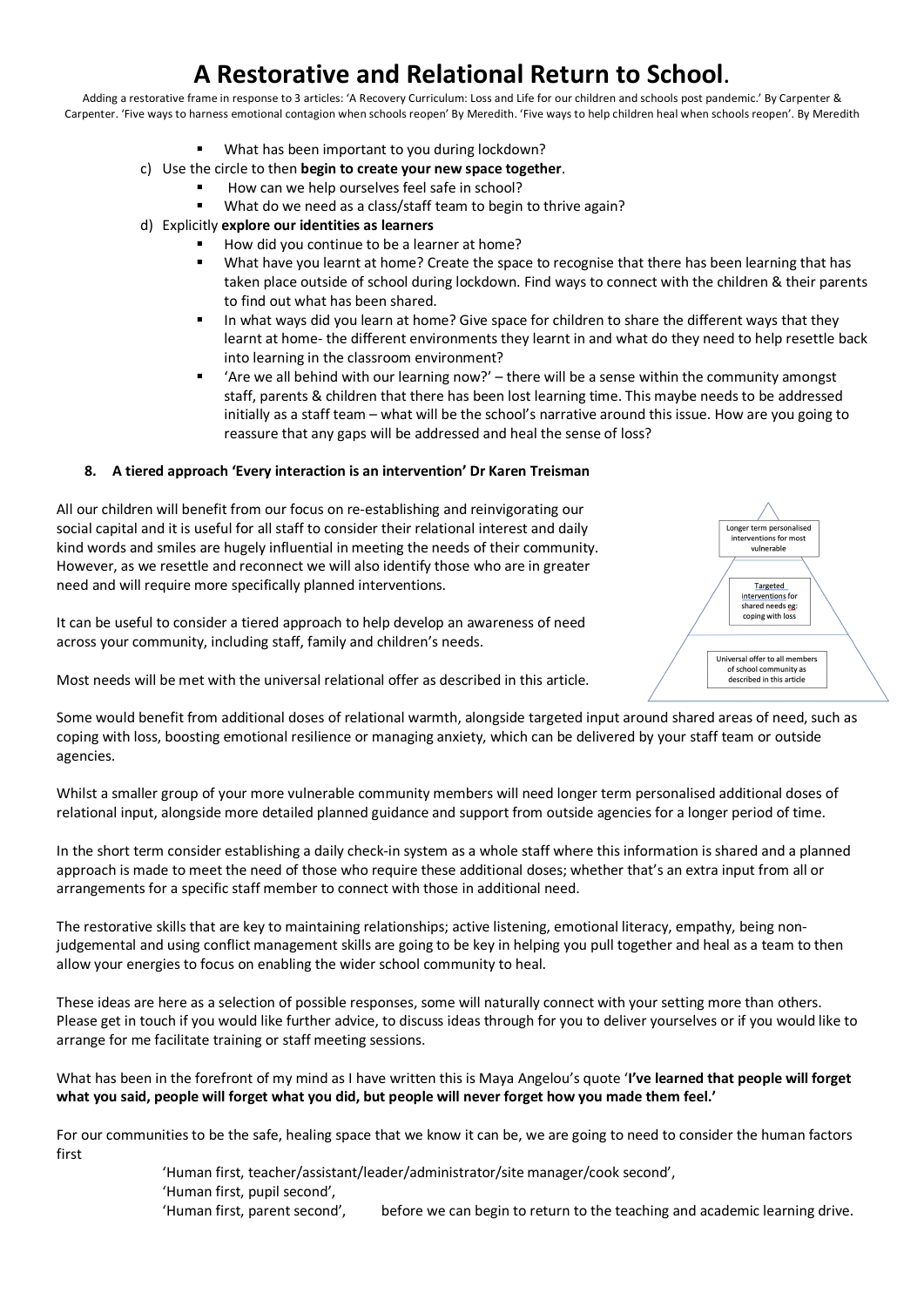# A Restorative and Relational Return to School.

Adding a restorative frame in response to 3 articles: 'A Recovery Curriculum: Loss and Life for our children and schools post pandemic.' By Carpenter & Carpenter. 'Five ways to harness emotional contagion when schools reopen' By Meredith. 'Five ways to help children heal when schools reopen'. By Meredith

- What has been important to you during lockdown?

c) Use the circle to then **begin to create your new space together**.
- How can we help ourselves feel safe in school?
- What do we need as a class/staff team to begin to thrive again?

d) Explicitly **explore our identities as learners**
- How did you continue to be a learner at home?
- What have you learnt at home? Create the space to recognise that there has been learning that has taken place outside of school during lockdown. Find ways to connect with the children & their parents to find out what has been shared.
- In what ways did you learn at home? Give space for children to share the different ways that they learnt at home- the different environments they learnt in and what do they need to help resettle back into learning in the classroom environment?
- 'Are we all behind with our learning now?' – there will be a sense within the community amongst staff, parents & children that there has been lost learning time. This maybe needs to be addressed initially as a staff team – what will be the school's narrative around this issue. How are you going to reassure that any gaps will be addressed and heal the sense of loss?

### 8. A tiered approach 'Every interaction is an intervention' Dr Karen Treisman

All our children will benefit from our focus on re-establishing and reinvigorating our social capital and it is useful for all staff to consider their relational interest and daily kind words and smiles are hugely influential in meeting the needs of their community. However, as we resettle and reconnect we will also identify those who are in greater need and will require more specifically planned interventions.

It can be useful to consider a tiered approach to help develop an awareness of need across your community, including staff, family and children's needs.

Most needs will be met with the universal relational offer as described in this article.

Longer term personalised interventions for most vulnerable

Targeted interventions for shared needs eg: coping with loss

Universal offer to all members of school community as described in this article

Some would benefit from additional doses of relational warmth, alongside targeted input around shared areas of need, such as coping with loss, boosting emotional resilience or managing anxiety, which can be delivered by your staff team or outside agencies.

Whilst a smaller group of your more vulnerable community members will need longer term personalised additional doses of relational input, alongside more detailed planned guidance and support from outside agencies for a longer period of time.

In the short term consider establishing a daily check-in system as a whole staff where this information is shared and a planned approach is made to meet the need of those who require these additional doses; whether that's an extra input from all or arrangements for a specific staff member to connect with those in additional need.

The restorative skills that are key to maintaining relationships; active listening, emotional literacy, empathy, being non-judgemental and using conflict management skills are going to be key in helping you pull together and heal as a team to then allow your energies to focus on enabling the wider school community to heal.

These ideas are here as a selection of possible responses, some will naturally connect with your setting more than others. Please get in touch if you would like further advice, to discuss ideas through for you to deliver yourselves or if you would like to arrange for me facilitate training or staff meeting sessions.

What has been in the forefront of my mind as I have written this is Maya Angelou's quote '**I've learned that people will forget what you said, people will forget what you did, but people will never forget how you made them feel.'**

For our communities to be the safe, healing space that we know it can be, we are going to need to consider the human factors first

'Human first, teacher/assistant/leader/administrator/site manager/cook second',
'Human first, pupil second',
'Human first, parent second', before we can begin to return to the teaching and academic learning drive.